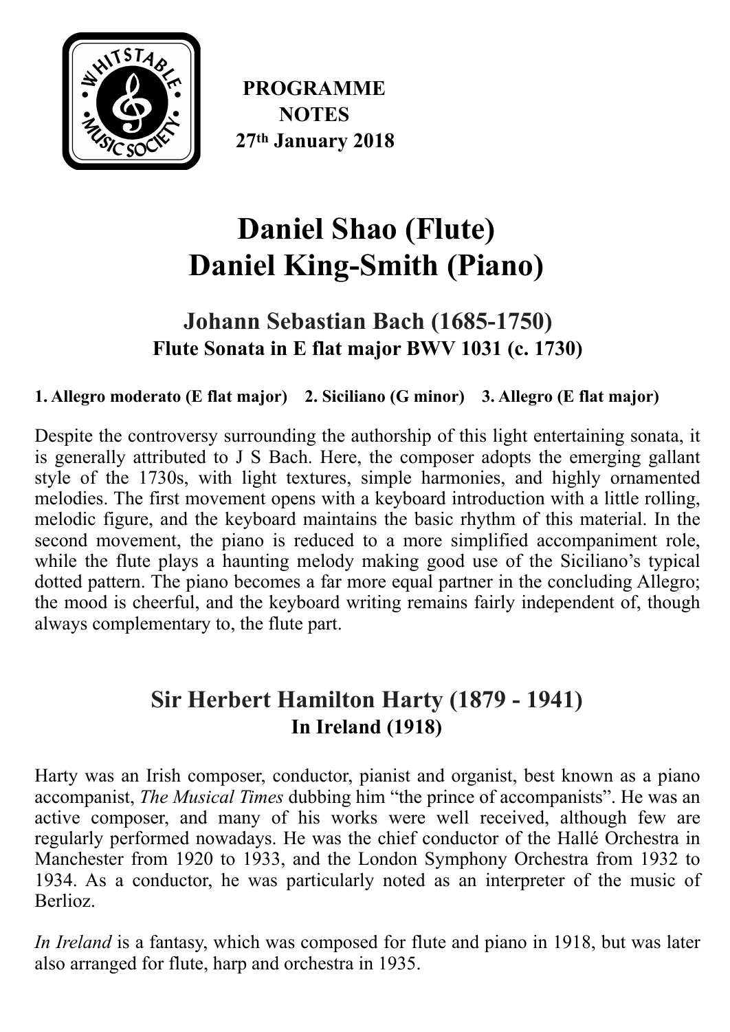**PROGRAMME NOTES**
**27th January 2018**

# Daniel Shao (Flute)
# Daniel King-Smith (Piano)

## Johann Sebastian Bach (1685-1750)
### Flute Sonata in E flat major BWV 1031 (c. 1730)

**1. Allegro moderato (E flat major) 2. Siciliano (G minor) 3. Allegro (E flat major)**

Despite the controversy surrounding the authorship of this light entertaining sonata, it is generally attributed to J S Bach. Here, the composer adopts the emerging gallant style of the 1730s, with light textures, simple harmonies, and highly ornamented melodies. The first movement opens with a keyboard introduction with a little rolling, melodic figure, and the keyboard maintains the basic rhythm of this material. In the second movement, the piano is reduced to a more simplified accompaniment role, while the flute plays a haunting melody making good use of the Siciliano's typical dotted pattern. The piano becomes a far more equal partner in the concluding Allegro; the mood is cheerful, and the keyboard writing remains fairly independent of, though always complementary to, the flute part.

## Sir Herbert Hamilton Harty (1879 - 1941)
### In Ireland (1918)

Harty was an Irish composer, conductor, pianist and organist, best known as a piano accompanist, *The Musical Times* dubbing him "the prince of accompanists". He was an active composer, and many of his works were well received, although few are regularly performed nowadays. He was the chief conductor of the Hallé Orchestra in Manchester from 1920 to 1933, and the London Symphony Orchestra from 1932 to 1934. As a conductor, he was particularly noted as an interpreter of the music of Berlioz.

*In Ireland* is a fantasy, which was composed for flute and piano in 1918, but was later also arranged for flute, harp and orchestra in 1935.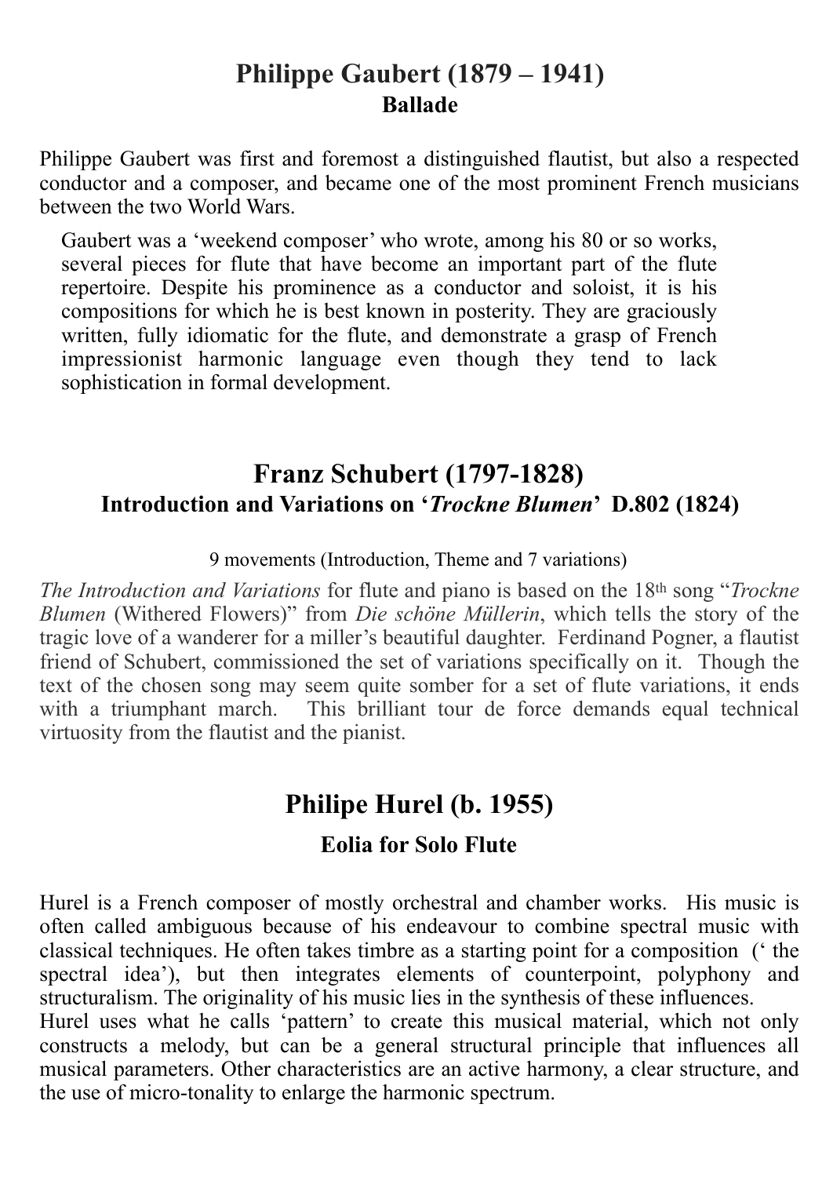## Philippe Gaubert (1879 – 1941)
### Ballade

Philippe Gaubert was first and foremost a distinguished flautist, but also a respected conductor and a composer, and became one of the most prominent French musicians between the two World Wars.

Gaubert was a 'weekend composer' who wrote, among his 80 or so works, several pieces for flute that have become an important part of the flute repertoire. Despite his prominence as a conductor and soloist, it is his compositions for which he is best known in posterity. They are graciously written, fully idiomatic for the flute, and demonstrate a grasp of French impressionist harmonic language even though they tend to lack sophistication in formal development.

## Franz Schubert (1797-1828)
### Introduction and Variations on '*Trockne Blumen*' D.802 (1824)

9 movements (Introduction, Theme and 7 variations)

*The Introduction and Variations* for flute and piano is based on the 18th song "*Trockne Blumen* (Withered Flowers)" from *Die schöne Müllerin*, which tells the story of the tragic love of a wanderer for a miller's beautiful daughter. Ferdinand Pogner, a flautist friend of Schubert, commissioned the set of variations specifically on it. Though the text of the chosen song may seem quite somber for a set of flute variations, it ends with a triumphant march. This brilliant tour de force demands equal technical virtuosity from the flautist and the pianist.

## Philipe Hurel (b. 1955)
### Eolia for Solo Flute

Hurel is a French composer of mostly orchestral and chamber works. His music is often called ambiguous because of his endeavour to combine spectral music with classical techniques. He often takes timbre as a starting point for a composition (' the spectral idea'), but then integrates elements of counterpoint, polyphony and structuralism. The originality of his music lies in the synthesis of these influences.

Hurel uses what he calls 'pattern' to create this musical material, which not only constructs a melody, but can be a general structural principle that influences all musical parameters. Other characteristics are an active harmony, a clear structure, and the use of micro-tonality to enlarge the harmonic spectrum.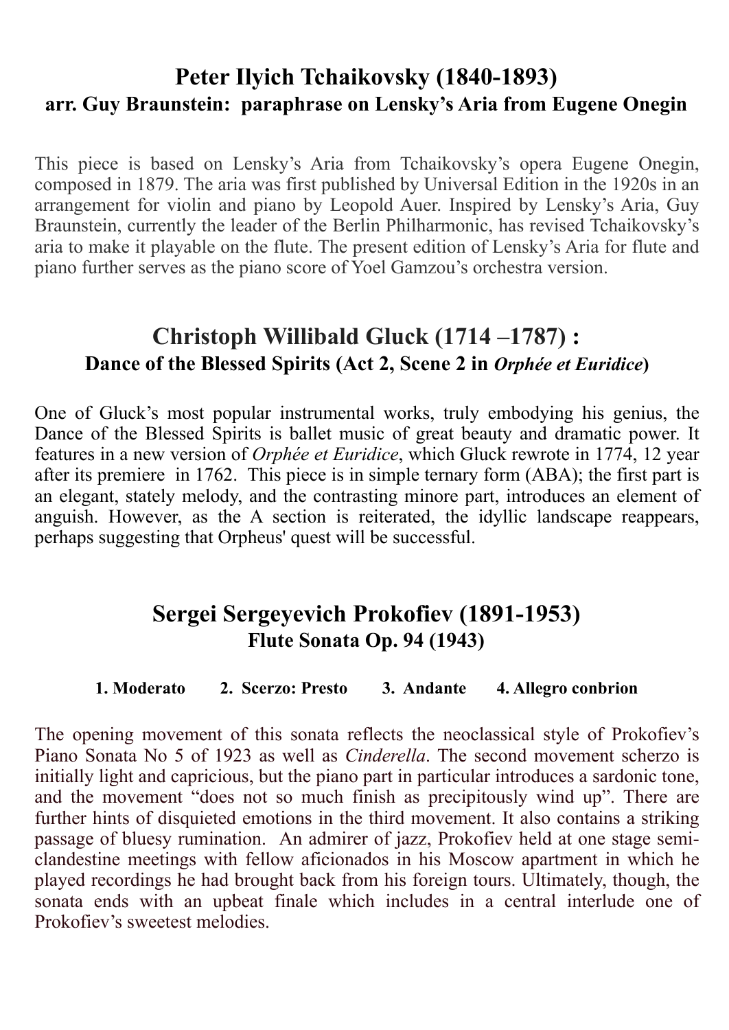## Peter Ilyich Tchaikovsky (1840-1893)

### arr. Guy Braunstein: paraphrase on Lensky's Aria from Eugene Onegin

This piece is based on Lensky's Aria from Tchaikovsky's opera Eugene Onegin, composed in 1879. The aria was first published by Universal Edition in the 1920s in an arrangement for violin and piano by Leopold Auer. Inspired by Lensky's Aria, Guy Braunstein, currently the leader of the Berlin Philharmonic, has revised Tchaikovsky's aria to make it playable on the flute. The present edition of Lensky's Aria for flute and piano further serves as the piano score of Yoel Gamzou's orchestra version.

## Christoph Willibald Gluck (1714 –1787) :

### Dance of the Blessed Spirits (Act 2, Scene 2 in *Orphée et Euridice*)

One of Gluck's most popular instrumental works, truly embodying his genius, the Dance of the Blessed Spirits is ballet music of great beauty and dramatic power. It features in a new version of *Orphée et Euridice*, which Gluck rewrote in 1774, 12 year after its premiere in 1762. This piece is in simple ternary form (ABA); the first part is an elegant, stately melody, and the contrasting minore part, introduces an element of anguish. However, as the A section is reiterated, the idyllic landscape reappears, perhaps suggesting that Orpheus' quest will be successful.

## Sergei Sergeyevich Prokofiev (1891-1953)

### Flute Sonata Op. 94 (1943)

**1. Moderato 2. Scerzo: Presto 3. Andante 4. Allegro conbrion**

The opening movement of this sonata reflects the neoclassical style of Prokofiev's Piano Sonata No 5 of 1923 as well as *Cinderella*. The second movement scherzo is initially light and capricious, but the piano part in particular introduces a sardonic tone, and the movement "does not so much finish as precipitously wind up". There are further hints of disquieted emotions in the third movement. It also contains a striking passage of bluesy rumination. An admirer of jazz, Prokofiev held at one stage semi-clandestine meetings with fellow aficionados in his Moscow apartment in which he played recordings he had brought back from his foreign tours. Ultimately, though, the sonata ends with an upbeat finale which includes in a central interlude one of Prokofiev's sweetest melodies.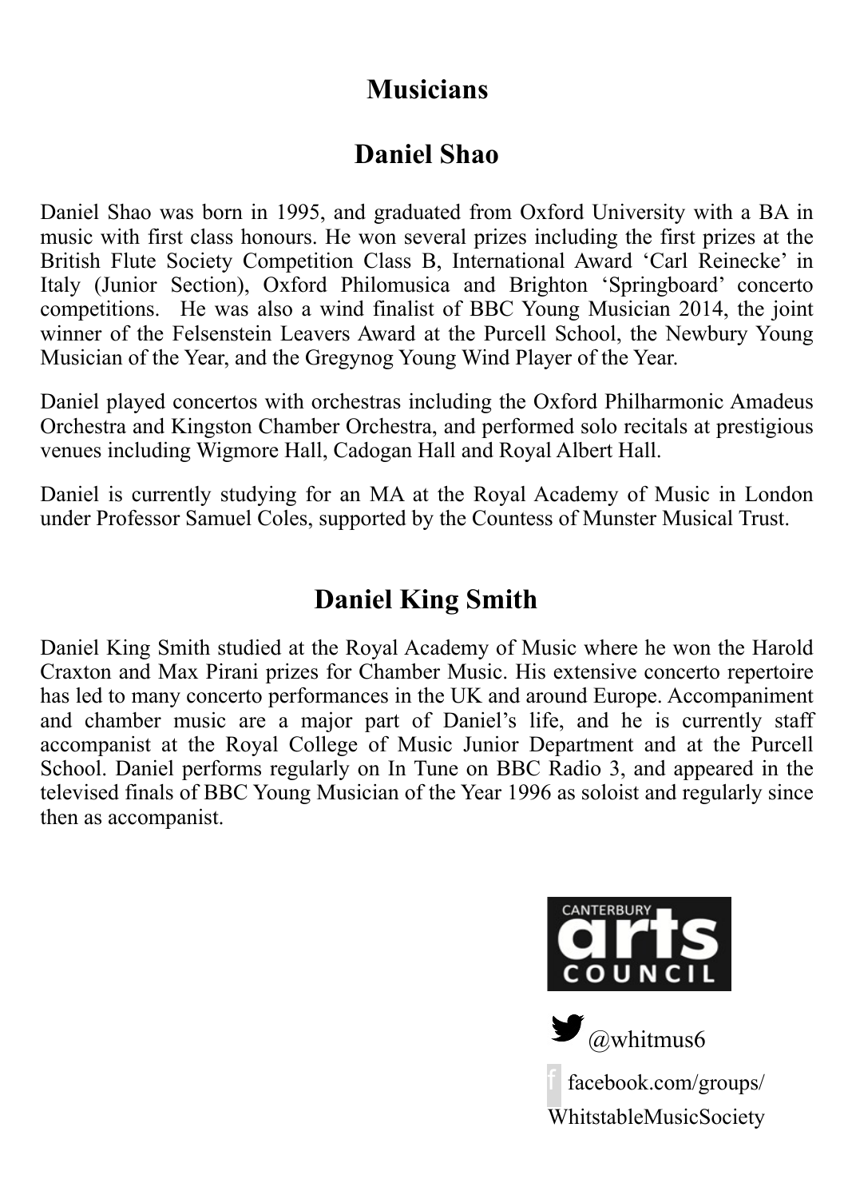# Musicians

## Daniel Shao

Daniel Shao was born in 1995, and graduated from Oxford University with a BA in music with first class honours. He won several prizes including the first prizes at the British Flute Society Competition Class B, International Award 'Carl Reinecke' in Italy (Junior Section), Oxford Philomusica and Brighton 'Springboard' concerto competitions. He was also a wind finalist of BBC Young Musician 2014, the joint winner of the Felsenstein Leavers Award at the Purcell School, the Newbury Young Musician of the Year, and the Gregynog Young Wind Player of the Year.

Daniel played concertos with orchestras including the Oxford Philharmonic Amadeus Orchestra and Kingston Chamber Orchestra, and performed solo recitals at prestigious venues including Wigmore Hall, Cadogan Hall and Royal Albert Hall.

Daniel is currently studying for an MA at the Royal Academy of Music in London under Professor Samuel Coles, supported by the Countess of Munster Musical Trust.

## Daniel King Smith

Daniel King Smith studied at the Royal Academy of Music where he won the Harold Craxton and Max Pirani prizes for Chamber Music. His extensive concerto repertoire has led to many concerto performances in the UK and around Europe. Accompaniment and chamber music are a major part of Daniel's life, and he is currently staff accompanist at the Royal College of Music Junior Department and at the Purcell School. Daniel performs regularly on In Tune on BBC Radio 3, and appeared in the televised finals of BBC Young Musician of the Year 1996 as soloist and regularly since then as accompanist.

CANTERBURY arts COUNCIL

@whitmus6

facebook.com/groups/WhitstableMusicSociety